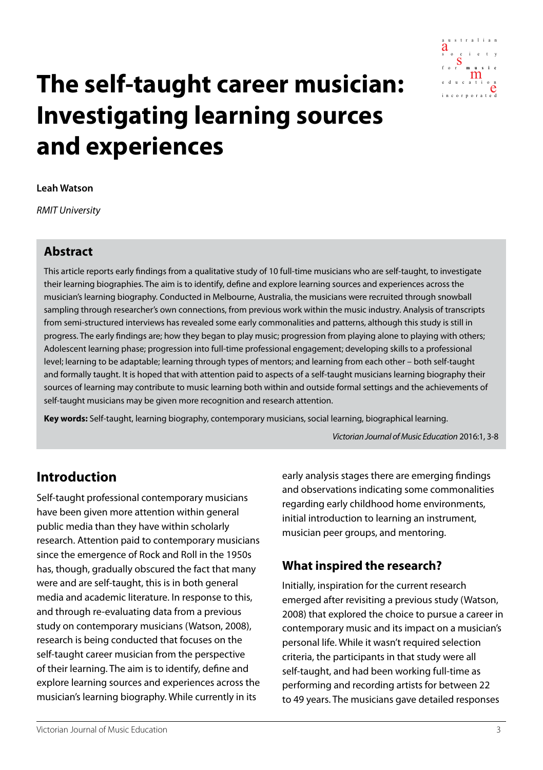# The self-taught career musician: Investigating learning sources and experiences

**Leah Watson**

*RMIT University*

## Abstract

This article reports early findings from a qualitative study of 10 full-time musicians who are self-taught, to investigate their learning biographies. The aim is to identify, define and explore learning sources and experiences across the musician's learning biography. Conducted in Melbourne, Australia, the musicians were recruited through snowball sampling through researcher's own connections, from previous work within the music industry. Analysis of transcripts from semi-structured interviews has revealed some early commonalities and patterns, although this study is still in progress. The early findings are; how they began to play music; progression from playing alone to playing with others; Adolescent learning phase; progression into full-time professional engagement; developing skills to a professional level; learning to be adaptable; learning through types of mentors; and learning from each other – both self-taught and formally taught. It is hoped that with attention paid to aspects of a self-taught musicians learning biography their sources of learning may contribute to music learning both within and outside formal settings and the achievements of self-taught musicians may be given more recognition and research attention.

**Key words:** Self-taught, learning biography, contemporary musicians, social learning, biographical learning.

*Victorian Journal of Music Education* 2016:1, 3-8

## Introduction

Self-taught professional contemporary musicians have been given more attention within general public media than they have within scholarly research. Attention paid to contemporary musicians since the emergence of Rock and Roll in the 1950s has, though, gradually obscured the fact that many were and are self-taught, this is in both general media and academic literature. In response to this, and through re-evaluating data from a previous study on contemporary musicians (Watson, 2008), research is being conducted that focuses on the self-taught career musician from the perspective of their learning. The aim is to identify, define and explore learning sources and experiences across the musician's learning biography. While currently in its early analysis stages there are emerging findings and observations indicating some commonalities regarding early childhood home environments, initial introduction to learning an instrument, musician peer groups, and mentoring.

### What inspired the research?

Initially, inspiration for the current research emerged after revisiting a previous study (Watson, 2008) that explored the choice to pursue a career in contemporary music and its impact on a musician's personal life. While it wasn't required selection criteria, the participants in that study were all self-taught, and had been working full-time as performing and recording artists for between 22 to 49 years. The musicians gave detailed responses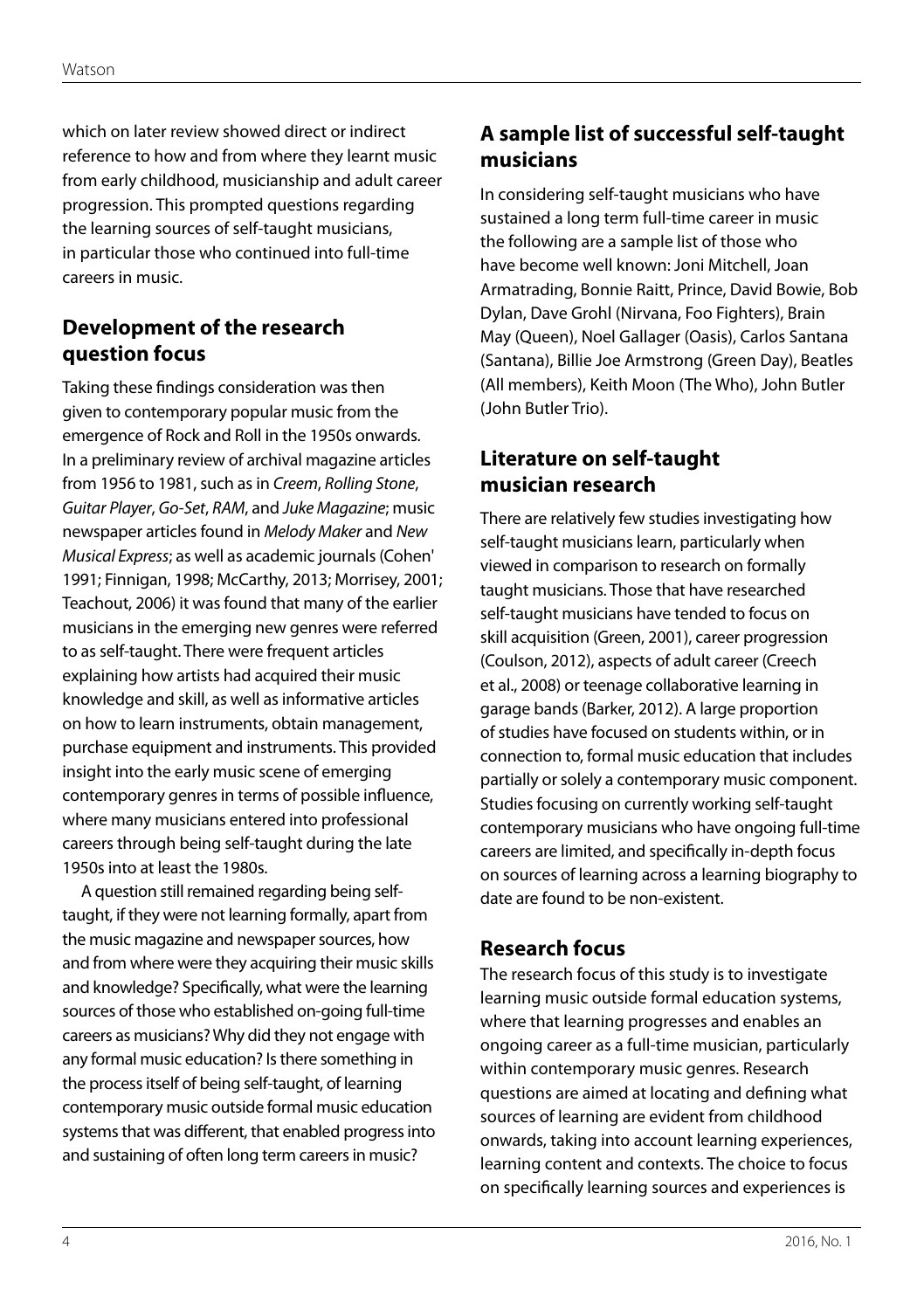which on later review showed direct or indirect reference to how and from where they learnt music from early childhood, musicianship and adult career progression. This prompted questions regarding the learning sources of self-taught musicians, in particular those who continued into full-time careers in music.

## Development of the research question focus

Taking these findings consideration was then given to contemporary popular music from the emergence of Rock and Roll in the 1950s onwards. In a preliminary review of archival magazine articles from 1956 to 1981, such as in *Creem*, *Rolling Stone*, *Guitar Player*, *Go-Set*, *RAM*, and *Juke Magazine*; music newspaper articles found in *Melody Maker* and *New Musical Express*; as well as academic journals (Cohen' 1991; Finnigan, 1998; McCarthy, 2013; Morrisey, 2001; Teachout, 2006) it was found that many of the earlier musicians in the emerging new genres were referred to as self-taught. There were frequent articles explaining how artists had acquired their music knowledge and skill, as well as informative articles on how to learn instruments, obtain management, purchase equipment and instruments. This provided insight into the early music scene of emerging contemporary genres in terms of possible influence, where many musicians entered into professional careers through being self-taught during the late 1950s into at least the 1980s.

A question still remained regarding being self-taught, if they were not learning formally, apart from the music magazine and newspaper sources, how and from where were they acquiring their music skills and knowledge? Specifically, what were the learning sources of those who established on-going full-time careers as musicians? Why did they not engage with any formal music education? Is there something in the process itself of being self-taught, of learning contemporary music outside formal music education systems that was different, that enabled progress into and sustaining of often long term careers in music?

## A sample list of successful self-taught musicians

In considering self-taught musicians who have sustained a long term full-time career in music the following are a sample list of those who have become well known: Joni Mitchell, Joan Armatrading, Bonnie Raitt, Prince, David Bowie, Bob Dylan, Dave Grohl (Nirvana, Foo Fighters), Brain May (Queen), Noel Gallager (Oasis), Carlos Santana (Santana), Billie Joe Armstrong (Green Day), Beatles (All members), Keith Moon (The Who), John Butler (John Butler Trio).

## Literature on self-taught musician research

There are relatively few studies investigating how self-taught musicians learn, particularly when viewed in comparison to research on formally taught musicians. Those that have researched self-taught musicians have tended to focus on skill acquisition (Green, 2001), career progression (Coulson, 2012), aspects of adult career (Creech et al., 2008) or teenage collaborative learning in garage bands (Barker, 2012). A large proportion of studies have focused on students within, or in connection to, formal music education that includes partially or solely a contemporary music component. Studies focusing on currently working self-taught contemporary musicians who have ongoing full-time careers are limited, and specifically in-depth focus on sources of learning across a learning biography to date are found to be non-existent.

## Research focus

The research focus of this study is to investigate learning music outside formal education systems, where that learning progresses and enables an ongoing career as a full-time musician, particularly within contemporary music genres. Research questions are aimed at locating and defining what sources of learning are evident from childhood onwards, taking into account learning experiences, learning content and contexts. The choice to focus on specifically learning sources and experiences is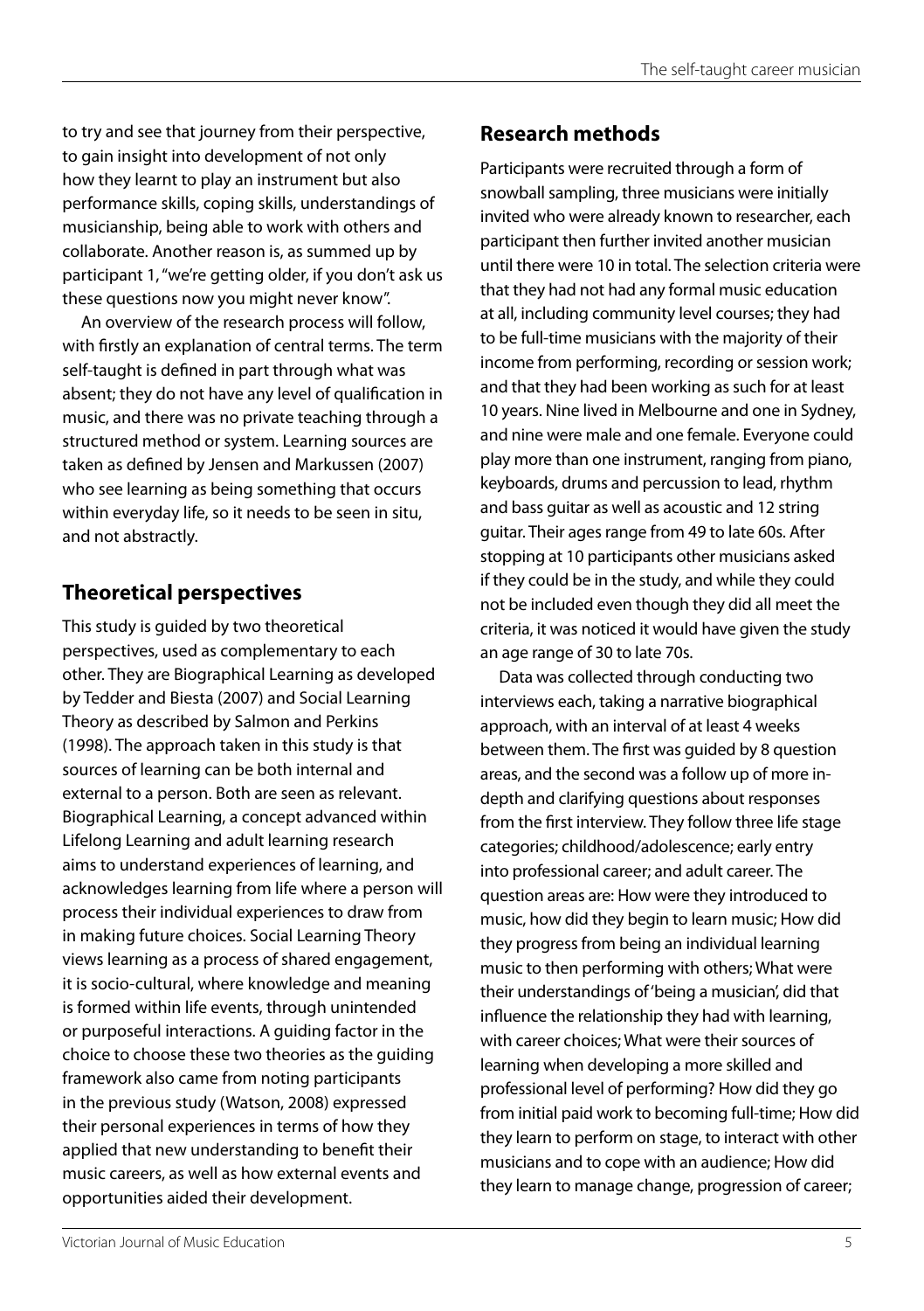to try and see that journey from their perspective, to gain insight into development of not only how they learnt to play an instrument but also performance skills, coping skills, understandings of musicianship, being able to work with others and collaborate. Another reason is, as summed up by participant 1, "we're getting older, if you don't ask us these questions now you might never know".

An overview of the research process will follow, with firstly an explanation of central terms. The term self-taught is defined in part through what was absent; they do not have any level of qualification in music, and there was no private teaching through a structured method or system. Learning sources are taken as defined by Jensen and Markussen (2007) who see learning as being something that occurs within everyday life, so it needs to be seen in situ, and not abstractly.

## Theoretical perspectives

This study is guided by two theoretical perspectives, used as complementary to each other. They are Biographical Learning as developed by Tedder and Biesta (2007) and Social Learning Theory as described by Salmon and Perkins (1998). The approach taken in this study is that sources of learning can be both internal and external to a person. Both are seen as relevant. Biographical Learning, a concept advanced within Lifelong Learning and adult learning research aims to understand experiences of learning, and acknowledges learning from life where a person will process their individual experiences to draw from in making future choices. Social Learning Theory views learning as a process of shared engagement, it is socio-cultural, where knowledge and meaning is formed within life events, through unintended or purposeful interactions. A guiding factor in the choice to choose these two theories as the guiding framework also came from noting participants in the previous study (Watson, 2008) expressed their personal experiences in terms of how they applied that new understanding to benefit their music careers, as well as how external events and opportunities aided their development.

## Research methods

Participants were recruited through a form of snowball sampling, three musicians were initially invited who were already known to researcher, each participant then further invited another musician until there were 10 in total. The selection criteria were that they had not had any formal music education at all, including community level courses; they had to be full-time musicians with the majority of their income from performing, recording or session work; and that they had been working as such for at least 10 years. Nine lived in Melbourne and one in Sydney, and nine were male and one female. Everyone could play more than one instrument, ranging from piano, keyboards, drums and percussion to lead, rhythm and bass guitar as well as acoustic and 12 string guitar. Their ages range from 49 to late 60s. After stopping at 10 participants other musicians asked if they could be in the study, and while they could not be included even though they did all meet the criteria, it was noticed it would have given the study an age range of 30 to late 70s.

Data was collected through conducting two interviews each, taking a narrative biographical approach, with an interval of at least 4 weeks between them. The first was guided by 8 question areas, and the second was a follow up of more in-depth and clarifying questions about responses from the first interview. They follow three life stage categories; childhood/adolescence; early entry into professional career; and adult career. The question areas are: How were they introduced to music, how did they begin to learn music; How did they progress from being an individual learning music to then performing with others; What were their understandings of 'being a musician', did that influence the relationship they had with learning, with career choices; What were their sources of learning when developing a more skilled and professional level of performing? How did they go from initial paid work to becoming full-time; How did they learn to perform on stage, to interact with other musicians and to cope with an audience; How did they learn to manage change, progression of career;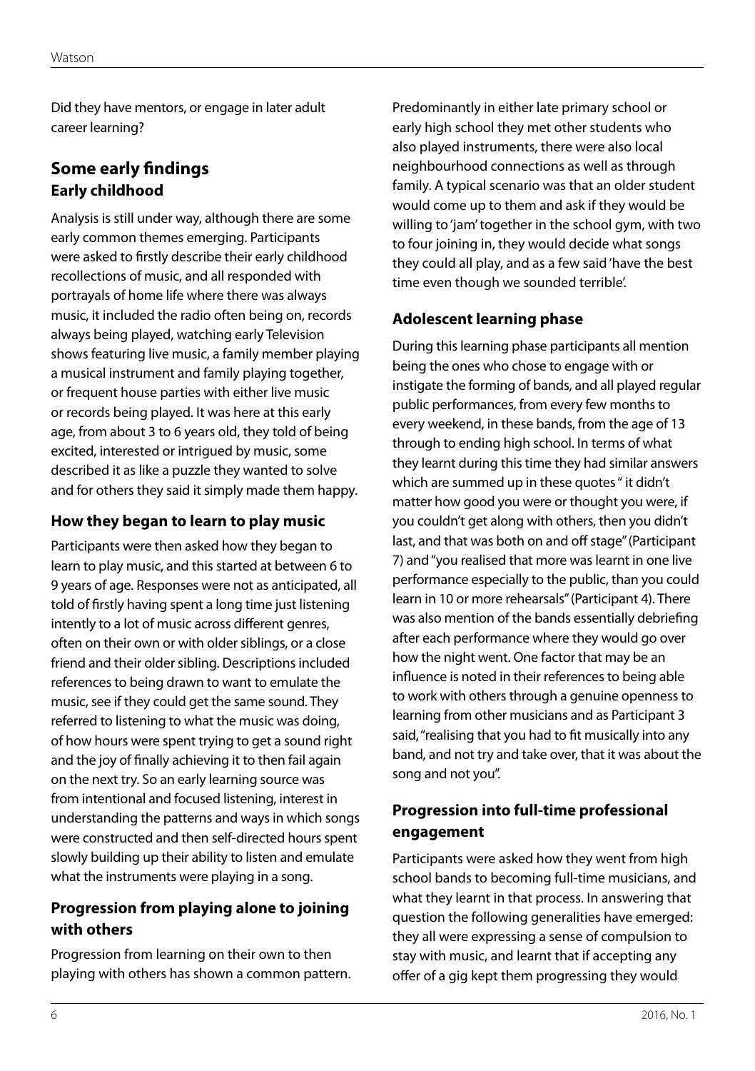Did they have mentors, or engage in later adult career learning?

## Some early findings

### Early childhood

Analysis is still under way, although there are some early common themes emerging. Participants were asked to firstly describe their early childhood recollections of music, and all responded with portrayals of home life where there was always music, it included the radio often being on, records always being played, watching early Television shows featuring live music, a family member playing a musical instrument and family playing together, or frequent house parties with either live music or records being played. It was here at this early age, from about 3 to 6 years old, they told of being excited, interested or intrigued by music, some described it as like a puzzle they wanted to solve and for others they said it simply made them happy.

### How they began to learn to play music

Participants were then asked how they began to learn to play music, and this started at between 6 to 9 years of age. Responses were not as anticipated, all told of firstly having spent a long time just listening intently to a lot of music across different genres, often on their own or with older siblings, or a close friend and their older sibling. Descriptions included references to being drawn to want to emulate the music, see if they could get the same sound. They referred to listening to what the music was doing, of how hours were spent trying to get a sound right and the joy of finally achieving it to then fail again on the next try. So an early learning source was from intentional and focused listening, interest in understanding the patterns and ways in which songs were constructed and then self-directed hours spent slowly building up their ability to listen and emulate what the instruments were playing in a song.

### Progression from playing alone to joining with others

Progression from learning on their own to then playing with others has shown a common pattern. Predominantly in either late primary school or early high school they met other students who also played instruments, there were also local neighbourhood connections as well as through family. A typical scenario was that an older student would come up to them and ask if they would be willing to 'jam' together in the school gym, with two to four joining in, they would decide what songs they could all play, and as a few said 'have the best time even though we sounded terrible'.

### Adolescent learning phase

During this learning phase participants all mention being the ones who chose to engage with or instigate the forming of bands, and all played regular public performances, from every few months to every weekend, in these bands, from the age of 13 through to ending high school. In terms of what they learnt during this time they had similar answers which are summed up in these quotes " it didn't matter how good you were or thought you were, if you couldn't get along with others, then you didn't last, and that was both on and off stage" (Participant 7) and "you realised that more was learnt in one live performance especially to the public, than you could learn in 10 or more rehearsals" (Participant 4). There was also mention of the bands essentially debriefing after each performance where they would go over how the night went. One factor that may be an influence is noted in their references to being able to work with others through a genuine openness to learning from other musicians and as Participant 3 said, "realising that you had to fit musically into any band, and not try and take over, that it was about the song and not you".

### Progression into full-time professional engagement

Participants were asked how they went from high school bands to becoming full-time musicians, and what they learnt in that process. In answering that question the following generalities have emerged: they all were expressing a sense of compulsion to stay with music, and learnt that if accepting any offer of a gig kept them progressing they would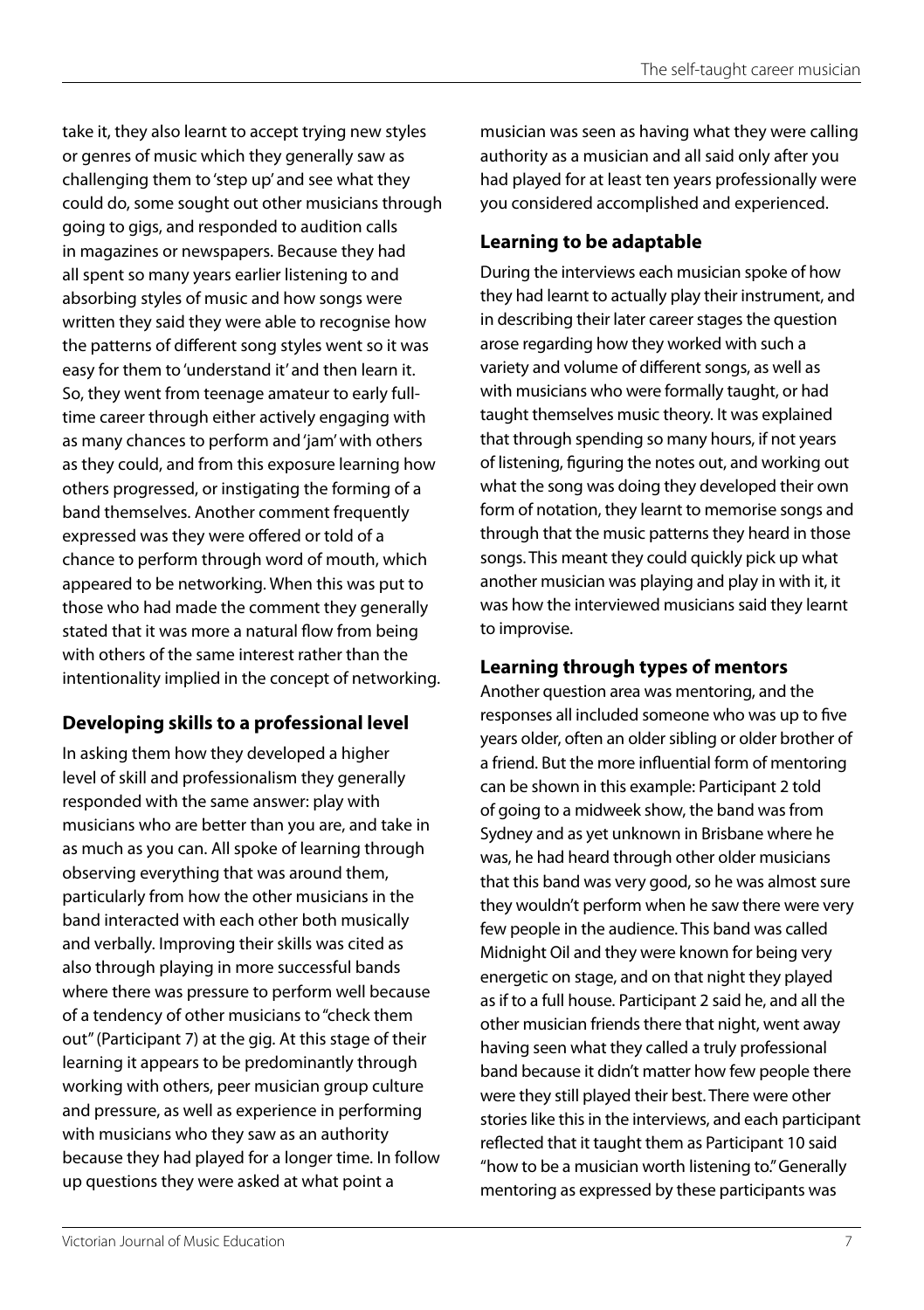take it, they also learnt to accept trying new styles or genres of music which they generally saw as challenging them to 'step up' and see what they could do, some sought out other musicians through going to gigs, and responded to audition calls in magazines or newspapers. Because they had all spent so many years earlier listening to and absorbing styles of music and how songs were written they said they were able to recognise how the patterns of different song styles went so it was easy for them to 'understand it' and then learn it. So, they went from teenage amateur to early full-time career through either actively engaging with as many chances to perform and 'jam' with others as they could, and from this exposure learning how others progressed, or instigating the forming of a band themselves. Another comment frequently expressed was they were offered or told of a chance to perform through word of mouth, which appeared to be networking. When this was put to those who had made the comment they generally stated that it was more a natural flow from being with others of the same interest rather than the intentionality implied in the concept of networking.

### Developing skills to a professional level

In asking them how they developed a higher level of skill and professionalism they generally responded with the same answer: play with musicians who are better than you are, and take in as much as you can. All spoke of learning through observing everything that was around them, particularly from how the other musicians in the band interacted with each other both musically and verbally. Improving their skills was cited as also through playing in more successful bands where there was pressure to perform well because of a tendency of other musicians to "check them out" (Participant 7) at the gig. At this stage of their learning it appears to be predominantly through working with others, peer musician group culture and pressure, as well as experience in performing with musicians who they saw as an authority because they had played for a longer time. In follow up questions they were asked at what point a musician was seen as having what they were calling authority as a musician and all said only after you had played for at least ten years professionally were you considered accomplished and experienced.

### Learning to be adaptable

During the interviews each musician spoke of how they had learnt to actually play their instrument, and in describing their later career stages the question arose regarding how they worked with such a variety and volume of different songs, as well as with musicians who were formally taught, or had taught themselves music theory. It was explained that through spending so many hours, if not years of listening, figuring the notes out, and working out what the song was doing they developed their own form of notation, they learnt to memorise songs and through that the music patterns they heard in those songs. This meant they could quickly pick up what another musician was playing and play in with it, it was how the interviewed musicians said they learnt to improvise.

### Learning through types of mentors

Another question area was mentoring, and the responses all included someone who was up to five years older, often an older sibling or older brother of a friend. But the more influential form of mentoring can be shown in this example: Participant 2 told of going to a midweek show, the band was from Sydney and as yet unknown in Brisbane where he was, he had heard through other older musicians that this band was very good, so he was almost sure they wouldn't perform when he saw there were very few people in the audience. This band was called Midnight Oil and they were known for being very energetic on stage, and on that night they played as if to a full house. Participant 2 said he, and all the other musician friends there that night, went away having seen what they called a truly professional band because it didn't matter how few people there were they still played their best. There were other stories like this in the interviews, and each participant reflected that it taught them as Participant 10 said "how to be a musician worth listening to." Generally mentoring as expressed by these participants was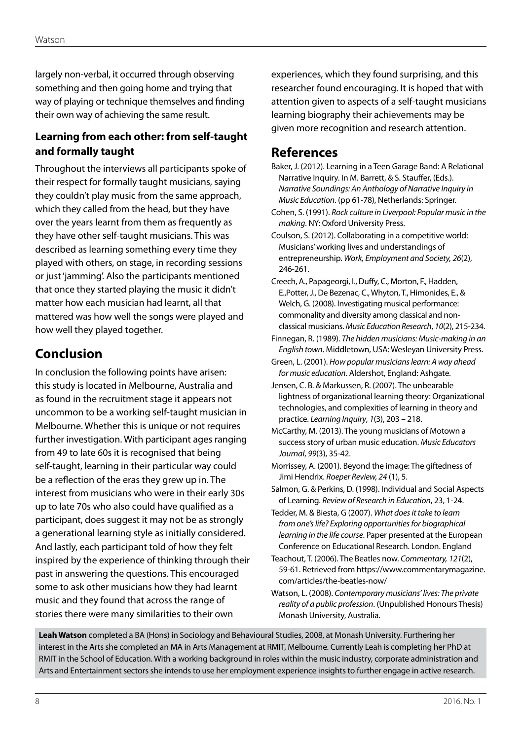largely non-verbal, it occurred through observing something and then going home and trying that way of playing or technique themselves and finding their own way of achieving the same result.

### Learning from each other: from self-taught and formally taught

Throughout the interviews all participants spoke of their respect for formally taught musicians, saying they couldn't play music from the same approach, which they called from the head, but they have over the years learnt from them as frequently as they have other self-taught musicians. This was described as learning something every time they played with others, on stage, in recording sessions or just 'jamming'. Also the participants mentioned that once they started playing the music it didn't matter how each musician had learnt, all that mattered was how well the songs were played and how well they played together.

## Conclusion

In conclusion the following points have arisen: this study is located in Melbourne, Australia and as found in the recruitment stage it appears not uncommon to be a working self-taught musician in Melbourne. Whether this is unique or not requires further investigation. With participant ages ranging from 49 to late 60s it is recognised that being self-taught, learning in their particular way could be a reflection of the eras they grew up in. The interest from musicians who were in their early 30s up to late 70s who also could have qualified as a participant, does suggest it may not be as strongly a generational learning style as initially considered. And lastly, each participant told of how they felt inspired by the experience of thinking through their past in answering the questions. This encouraged some to ask other musicians how they had learnt music and they found that across the range of stories there were many similarities to their own experiences, which they found surprising, and this researcher found encouraging. It is hoped that with attention given to aspects of a self-taught musicians learning biography their achievements may be given more recognition and research attention.

## References

Baker, J. (2012). Learning in a Teen Garage Band: A Relational Narrative Inquiry. In M. Barrett, & S. Stauffer, (Eds.). *Narrative Soundings: An Anthology of Narrative Inquiry in Music Education*. (pp 61-78), Netherlands: Springer.

Cohen, S. (1991). *Rock culture in Liverpool: Popular music in the making*. NY: Oxford University Press.

Coulson, S. (2012). Collaborating in a competitive world: Musicians' working lives and understandings of entrepreneurship. *Work, Employment and Society, 26*(2), 246-261.

Creech, A., Papageorgi, I., Duffy, C., Morton, F., Hadden, E.,Potter, J., De Bezenac, C., Whyton, T., Himonides, E., & Welch, G. (2008). Investigating musical performance: commonality and diversity among classical and non-classical musicians. *Music Education Research*, *10*(2), 215-234.

Finnegan, R. (1989). *The hidden musicians: Music-making in an English town*. Middletown, USA: Wesleyan University Press.

Green, L. (2001). *How popular musicians learn: A way ahead for music education*. Aldershot, England: Ashgate.

Jensen, C. B. & Markussen, R. (2007). The unbearable lightness of organizational learning theory: Organizational technologies, and complexities of learning in theory and practice. *Learning Inquiry*, *1*(3), 203 – 218.

McCarthy, M. (2013). The young musicians of Motown a success story of urban music education. *Music Educators Journal*, *99*(3), 35-42.

Morrissey, A. (2001). Beyond the image: The giftedness of Jimi Hendrix. *Roeper Review, 24* (1), 5.

Salmon, G. & Perkins, D. (1998). Individual and Social Aspects of Learning. *Review of Research in Education*, 23, 1-24.

Tedder, M. & Biesta, G (2007). *What does it take to learn from one's life? Exploring opportunities for biographical learning in the life course*. Paper presented at the European Conference on Educational Research. London. England

Teachout, T. (2006). The Beatles now. *Commentary, 121*(2), 59-61. Retrieved from https://www.commentarymagazine.com/articles/the-beatles-now/

Watson, L. (2008). *Contemporary musicians' lives: The private reality of a public profession*. (Unpublished Honours Thesis) Monash University, Australia.

**Leah Watson** completed a BA (Hons) in Sociology and Behavioural Studies, 2008, at Monash University. Furthering her interest in the Arts she completed an MA in Arts Management at RMIT, Melbourne. Currently Leah is completing her PhD at RMIT in the School of Education. With a working background in roles within the music industry, corporate administration and Arts and Entertainment sectors she intends to use her employment experience insights to further engage in active research.